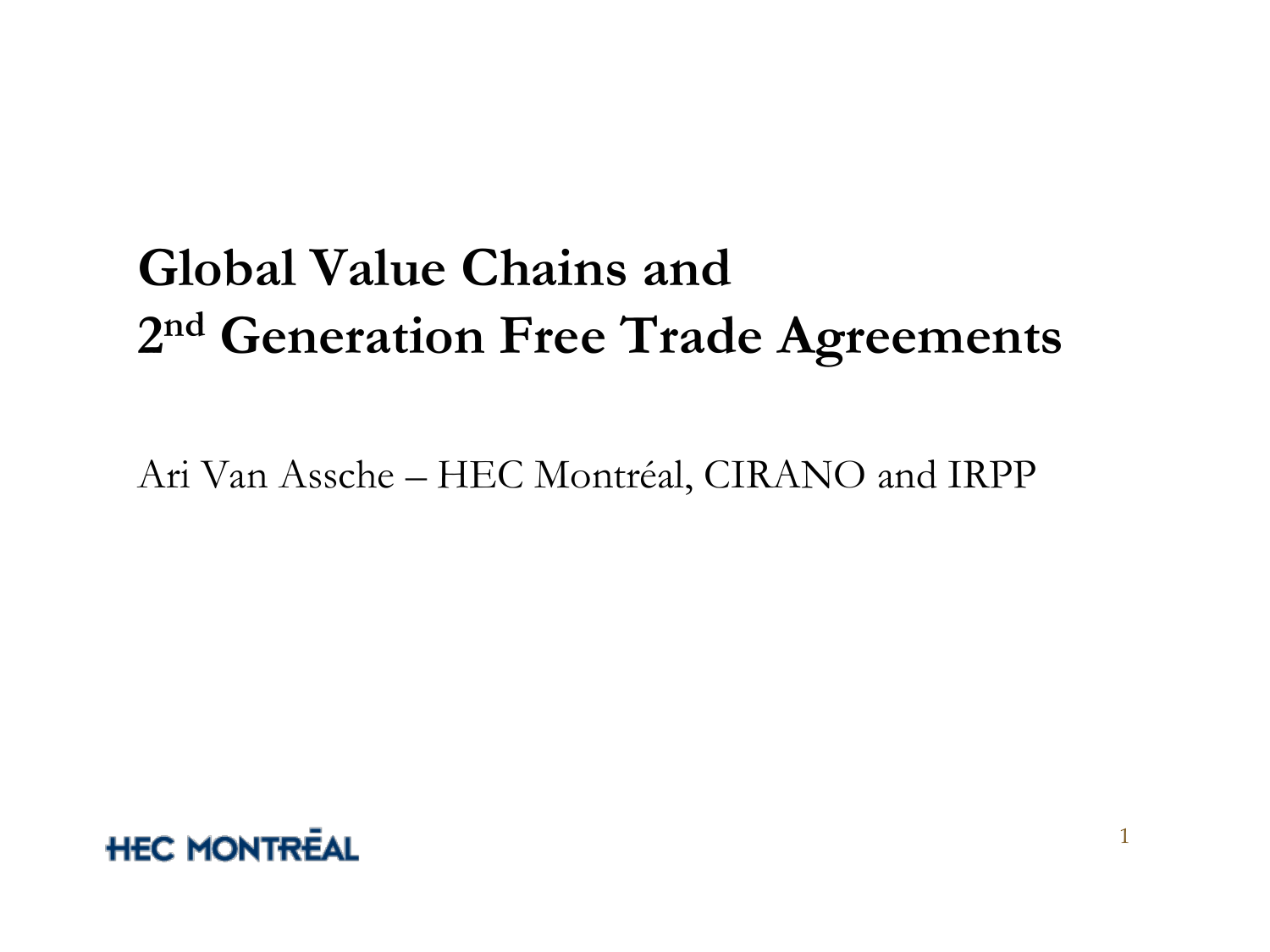# Global Value Chains and 2nd Generation Free Trade Agreements

Ari Van Assche – HEC Montréal, CIRANO and IRPP

HEC MONTRĒAL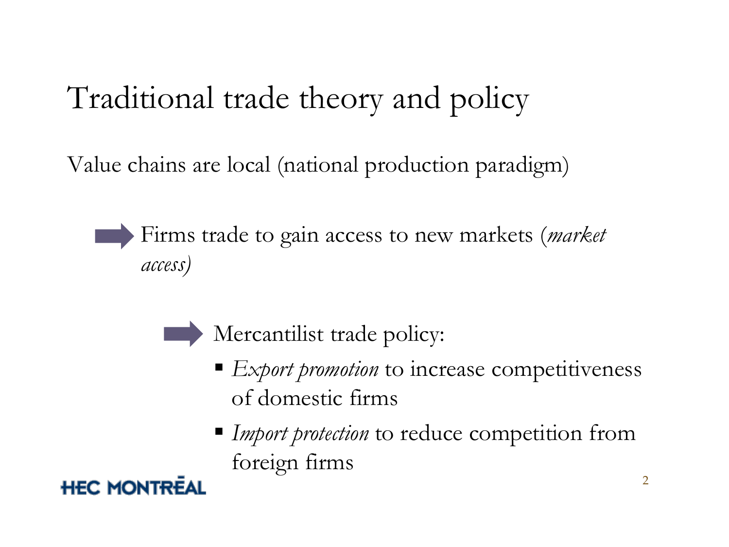# Traditional trade theory and policy

Value chains are local (national production paradigm)

➡ Firms trade to gain access to new markets (*market access)*

➡ Mercantilist trade policy:

- *Export promotion* to increase competitiveness of domestic firms
- *Import protection* to reduce competition from foreign firms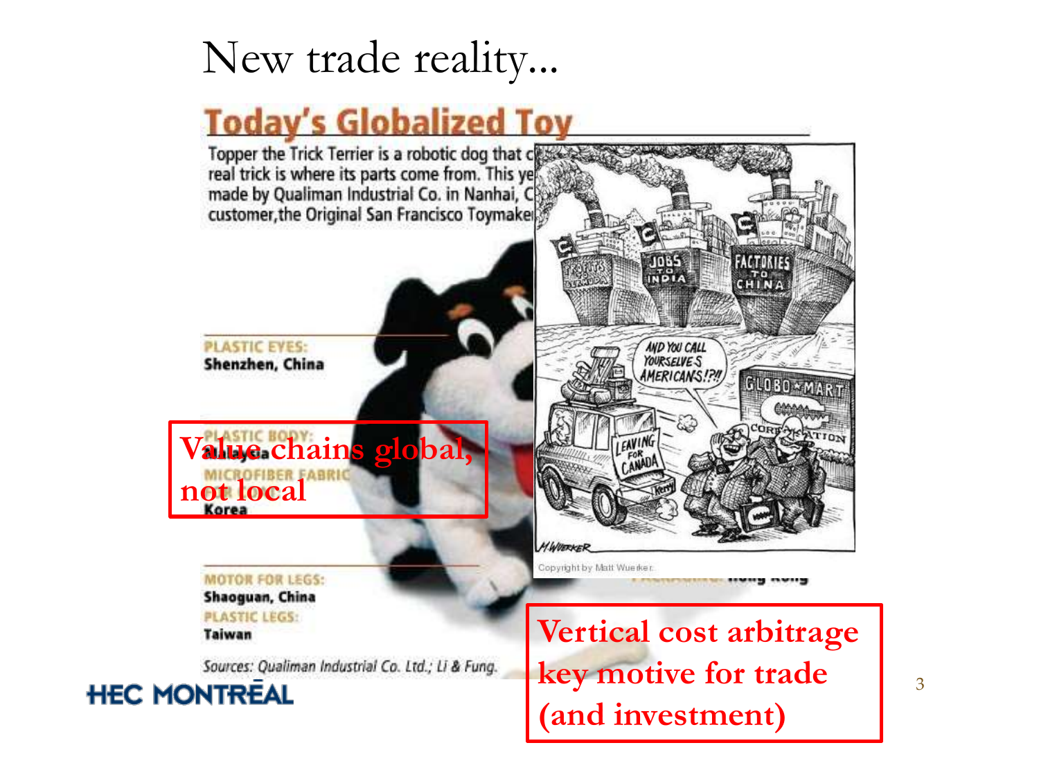# New trade reality...

## Today's Globalized Toy

Topper the Trick Terrier is a robotic dog that c
real trick is where its parts come from. This ye
made by Qualiman Industrial Co. in Nanhai, C
customer, the Original San Francisco Toymake

PLASTIC EYES:
Shenzhen, China

PLASTIC BODY:
Malaysia

MICROFIBER FABRIC
Korea

MOTOR FOR LEGS:
Shaoguan, China

PLASTIC LEGS:
Taiwan

Sources: Qualiman Industrial Co. Ltd.; Li & Fung.

Copyright by Matt Wuerker

**Value chains global, not local**

**Vertical cost arbitrage key motive for trade (and investment)**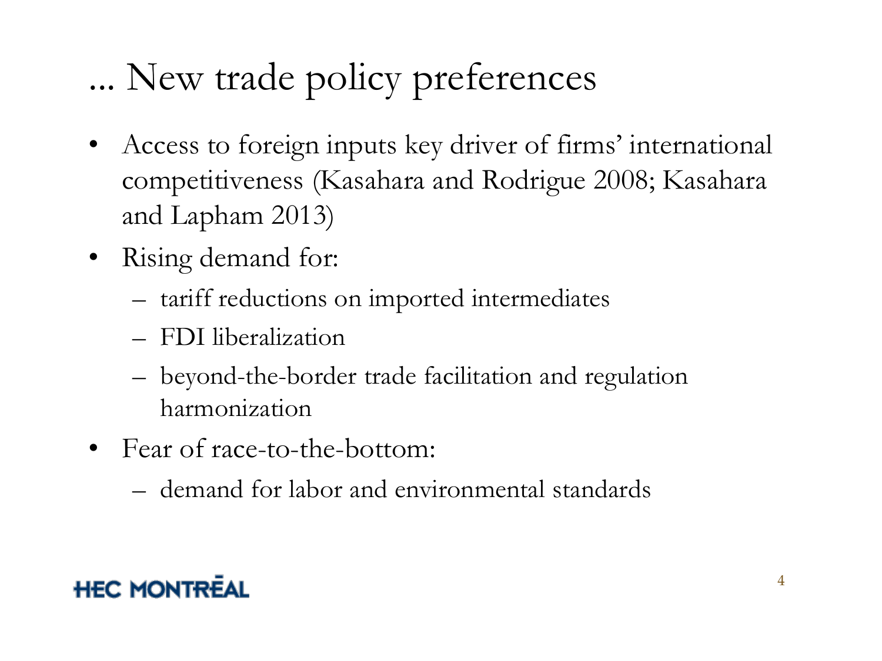# ... New trade policy preferences

- Access to foreign inputs key driver of firms' international competitiveness (Kasahara and Rodrigue 2008; Kasahara and Lapham 2013)
- Rising demand for:
  - tariff reductions on imported intermediates
  - FDI liberalization
  - beyond-the-border trade facilitation and regulation harmonization
- Fear of race-to-the-bottom:
  - demand for labor and environmental standards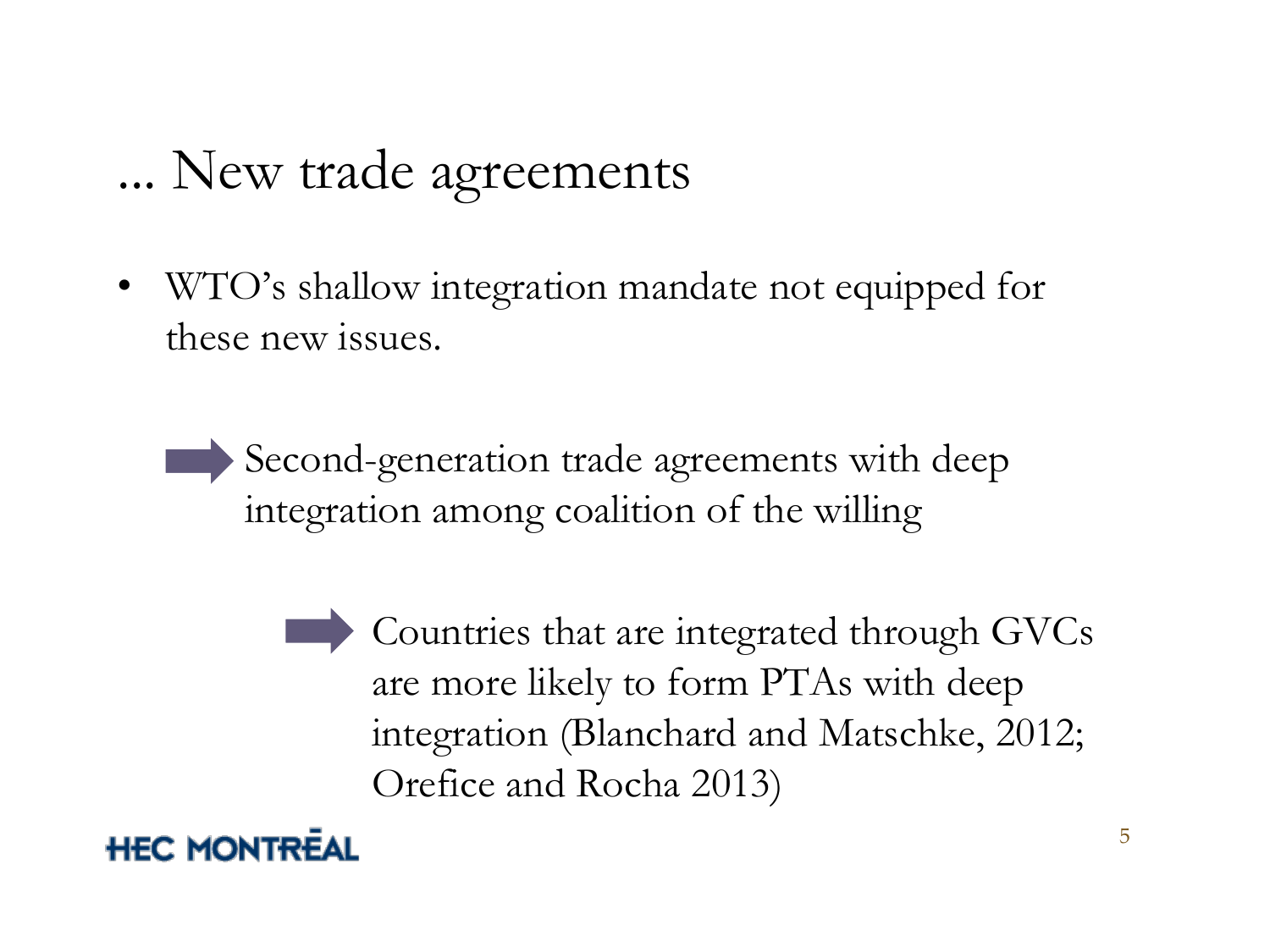# ... New trade agreements

- WTO's shallow integration mandate not equipped for these new issues.

  → Second-generation trade agreements with deep integration among coalition of the willing

    → Countries that are integrated through GVCs are more likely to form PTAs with deep integration (Blanchard and Matschke, 2012; Orefice and Rocha 2013)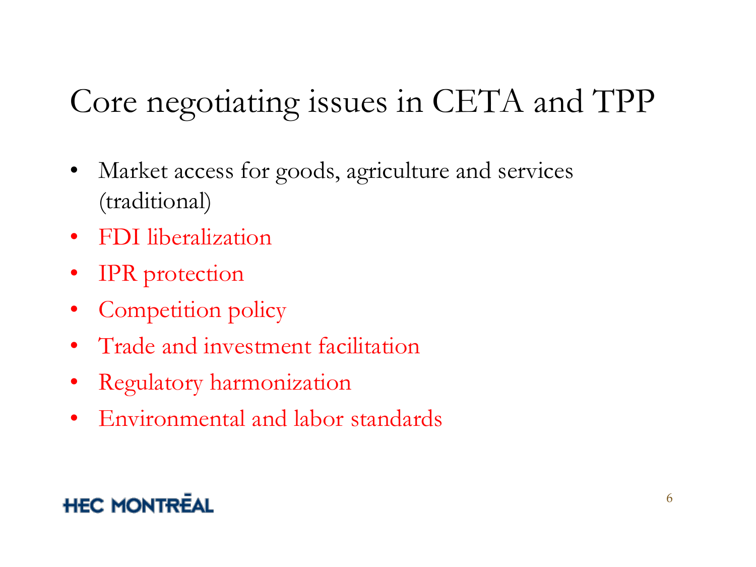# Core negotiating issues in CETA and TPP

- Market access for goods, agriculture and services (traditional)
- FDI liberalization
- IPR protection
- Competition policy
- Trade and investment facilitation
- Regulatory harmonization
- Environmental and labor standards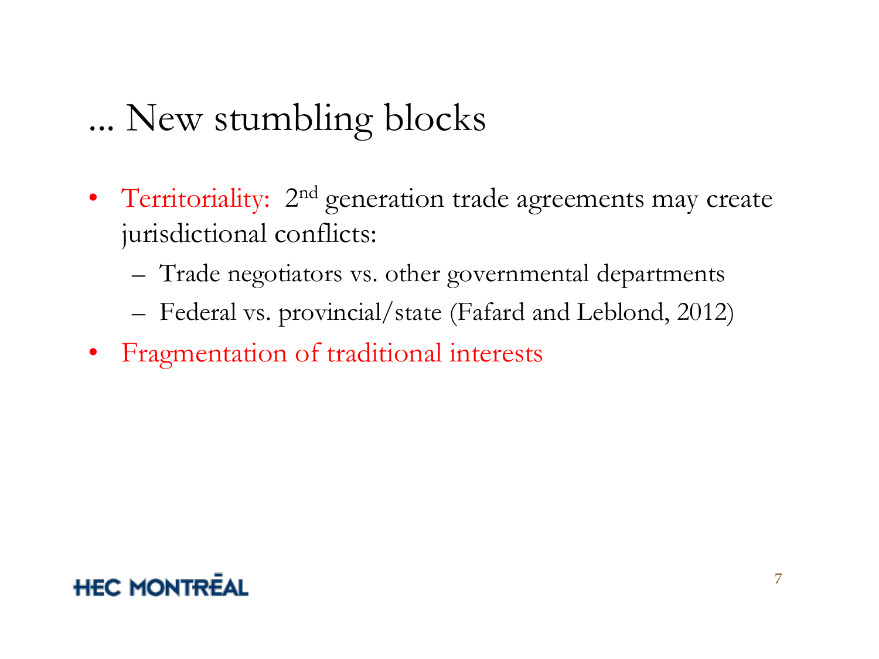# ... New stumbling blocks

- Territoriality: 2nd generation trade agreements may create jurisdictional conflicts:
  - Trade negotiators vs. other governmental departments
  - Federal vs. provincial/state (Fafard and Leblond, 2012)
- Fragmentation of traditional interests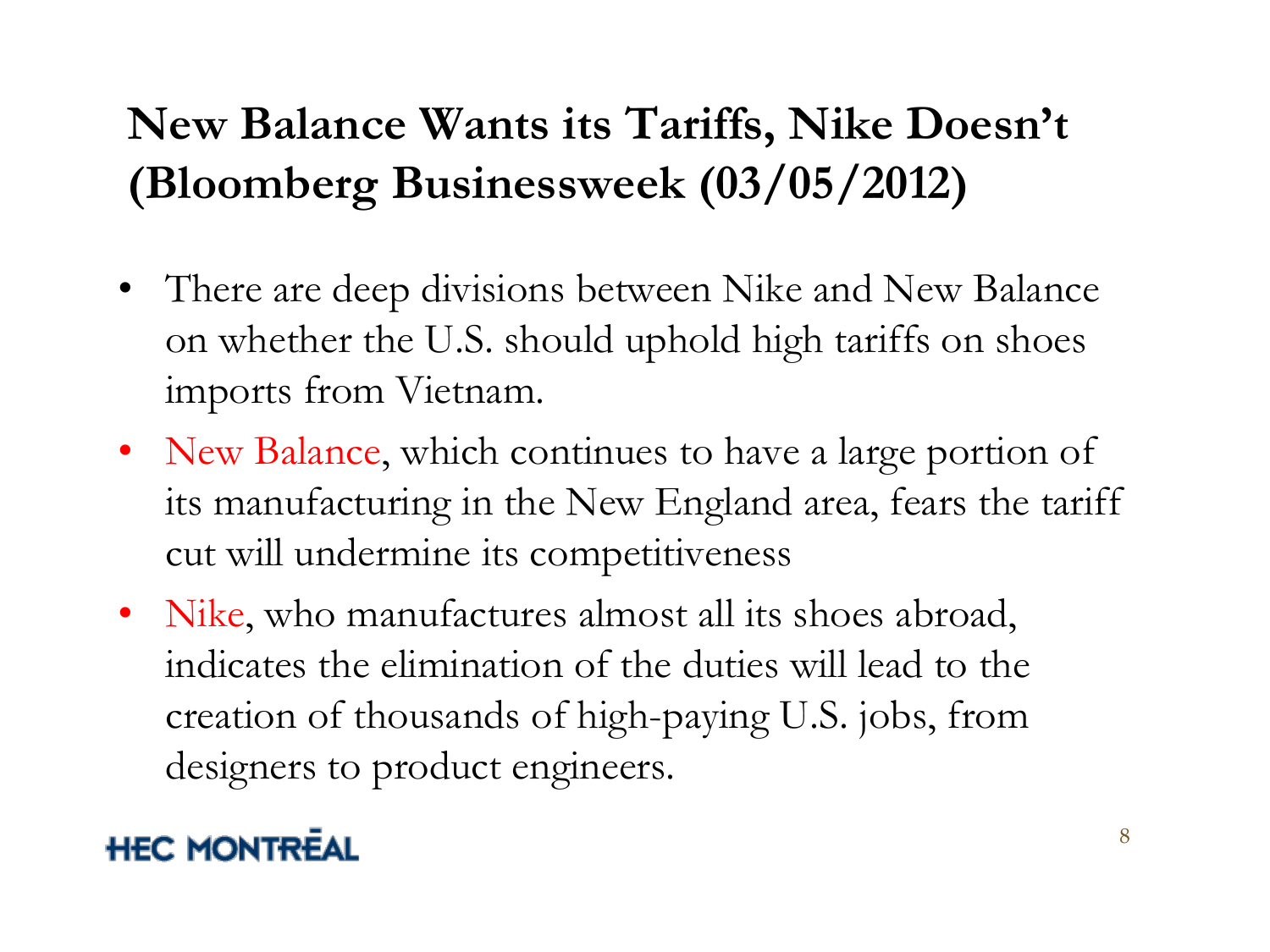## New Balance Wants its Tariffs, Nike Doesn't (Bloomberg Businessweek (03/05/2012)

- There are deep divisions between Nike and New Balance on whether the U.S. should uphold high tariffs on shoes imports from Vietnam.
- New Balance, which continues to have a large portion of its manufacturing in the New England area, fears the tariff cut will undermine its competitiveness
- Nike, who manufactures almost all its shoes abroad, indicates the elimination of the duties will lead to the creation of thousands of high-paying U.S. jobs, from designers to product engineers.

HEC MONTRĒAL